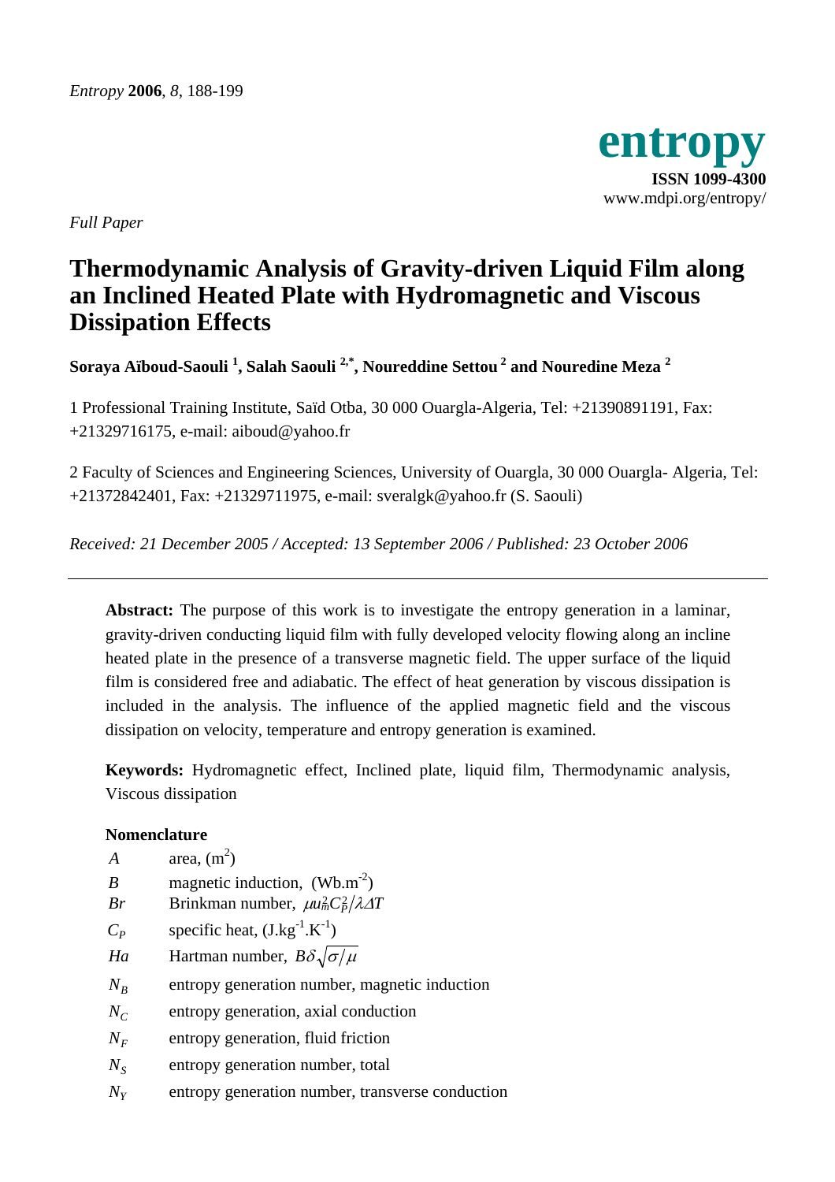*Full Paper*

# Thermodynamic Analysis of Gravity-driven Liquid Film along an Inclined Heated Plate with Hydromagnetic and Viscous Dissipation Effects

**Soraya Aïboud-Saouli [1], Salah Saouli [2,*], Noureddine Settou [2] and Nouredine Meza [2]**

1 Professional Training Institute, Saïd Otba, 30 000 Ouargla-Algeria, Tel: +21390891191, Fax: +21329716175, e-mail: aiboud@yahoo.fr

2 Faculty of Sciences and Engineering Sciences, University of Ouargla, 30 000 Ouargla- Algeria, Tel: +21372842401, Fax: +21329711975, e-mail: sveralgk@yahoo.fr (S. Saouli)

*Received: 21 December 2005 / Accepted: 13 September 2006 / Published: 23 October 2006*

---

**Abstract:** The purpose of this work is to investigate the entropy generation in a laminar, gravity-driven conducting liquid film with fully developed velocity flowing along an incline heated plate in the presence of a transverse magnetic field. The upper surface of the liquid film is considered free and adiabatic. The effect of heat generation by viscous dissipation is included in the analysis. The influence of the applied magnetic field and the viscous dissipation on velocity, temperature and entropy generation is examined.

**Keywords:** Hydromagnetic effect, Inclined plate, liquid film, Thermodynamic analysis, Viscous dissipation

**Nomenclature**

| | |
|---|---|
| $A$ | area, ($m^2$) |
| $B$ | magnetic induction, ($Wb.m^{-2}$) |
| $Br$ | Brinkman number, $\mu u_m^2 C_P^2/\lambda \Delta T$ |
| $C_P$ | specific heat, ($J.kg^{-1}.K^{-1}$) |
| $Ha$ | Hartman number, $B\delta\sqrt{\sigma/\mu}$ |
| $N_B$ | entropy generation number, magnetic induction |
| $N_C$ | entropy generation, axial conduction |
| $N_F$ | entropy generation, fluid friction |
| $N_S$ | entropy generation number, total |
| $N_Y$ | entropy generation number, transverse conduction |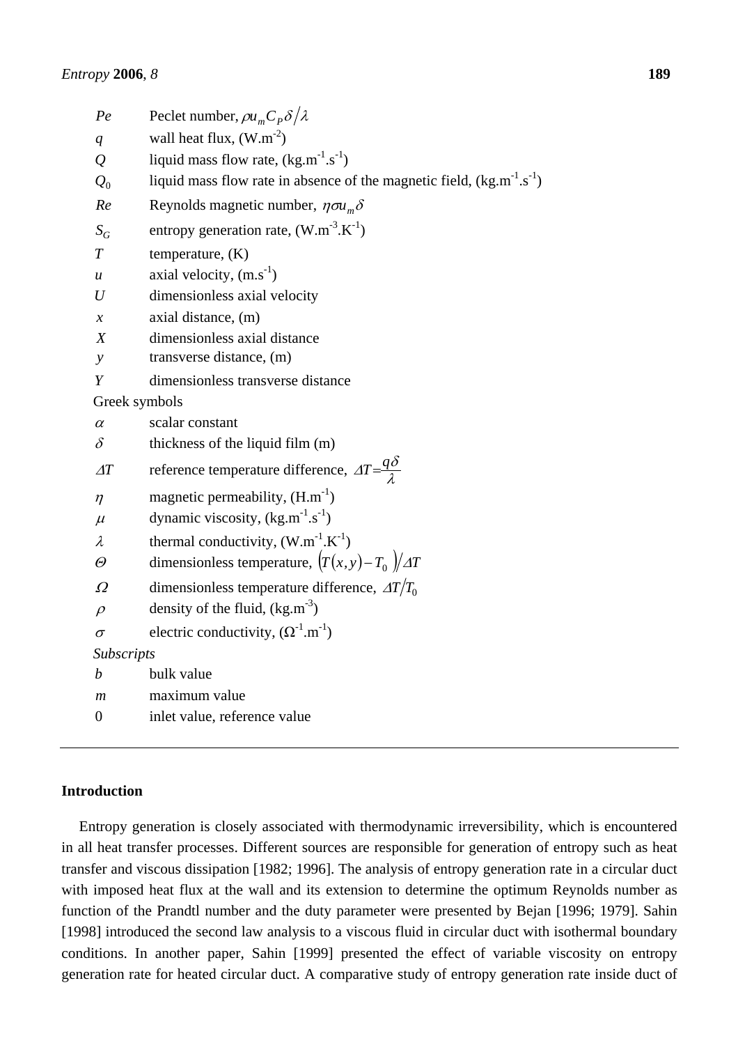| | |
|---|---|
| $Pe$ | Peclet number, $\rho u_m C_P \delta / \lambda$ |
| $q$ | wall heat flux, (W.m$^{-2}$) |
| $Q$ | liquid mass flow rate, (kg.m$^{-1}$.s$^{-1}$) |
| $Q_0$ | liquid mass flow rate in absence of the magnetic field, (kg.m$^{-1}$.s$^{-1}$) |
| $Re$ | Reynolds magnetic number, $\eta \sigma u_m \delta$ |
| $S_G$ | entropy generation rate, (W.m$^{-3}$.K$^{-1}$) |
| $T$ | temperature, (K) |
| $u$ | axial velocity, (m.s$^{-1}$) |
| $U$ | dimensionless axial velocity |
| $x$ | axial distance, (m) |
| $X$ | dimensionless axial distance |
| $y$ | transverse distance, (m) |
| $Y$ | dimensionless transverse distance |

Greek symbols

| | |
|---|---|
| $\alpha$ | scalar constant |
| $\delta$ | thickness of the liquid film (m) |
| $\Delta T$ | reference temperature difference, $\Delta T = \dfrac{q\delta}{\lambda}$ |
| $\eta$ | magnetic permeability, (H.m$^{-1}$) |
| $\mu$ | dynamic viscosity, (kg.m$^{-1}$.s$^{-1}$) |
| $\lambda$ | thermal conductivity, (W.m$^{-1}$.K$^{-1}$) |
| $\Theta$ | dimensionless temperature, $\left(T(x,y) - T_0\right) / \Delta T$ |
| $\Omega$ | dimensionless temperature difference, $\Delta T / T_0$ |
| $\rho$ | density of the fluid, (kg.m$^{-3}$) |
| $\sigma$ | electric conductivity, ($\Omega^{-1}$.m$^{-1}$) |

*Subscripts*

| | |
|---|---|
| $b$ | bulk value |
| $m$ | maximum value |
| $0$ | inlet value, reference value |

## Introduction

Entropy generation is closely associated with thermodynamic irreversibility, which is encountered in all heat transfer processes. Different sources are responsible for generation of entropy such as heat transfer and viscous dissipation [1982; 1996]. The analysis of entropy generation rate in a circular duct with imposed heat flux at the wall and its extension to determine the optimum Reynolds number as function of the Prandtl number and the duty parameter were presented by Bejan [1996; 1979]. Sahin [1998] introduced the second law analysis to a viscous fluid in circular duct with isothermal boundary conditions. In another paper, Sahin [1999] presented the effect of variable viscosity on entropy generation rate for heated circular duct. A comparative study of entropy generation rate inside duct of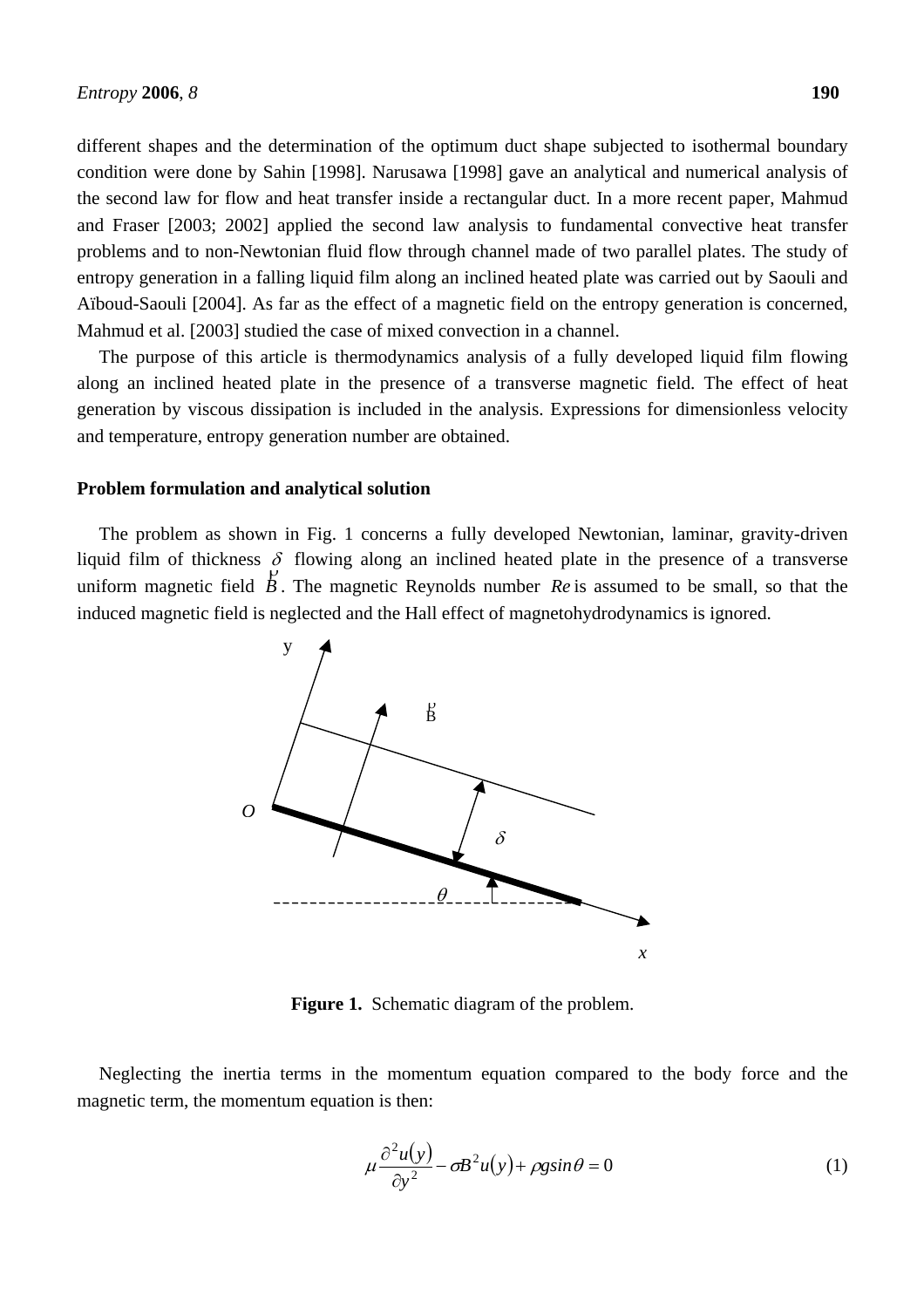different shapes and the determination of the optimum duct shape subjected to isothermal boundary condition were done by Sahin [1998]. Narusawa [1998] gave an analytical and numerical analysis of the second law for flow and heat transfer inside a rectangular duct. In a more recent paper, Mahmud and Fraser [2003; 2002] applied the second law analysis to fundamental convective heat transfer problems and to non-Newtonian fluid flow through channel made of two parallel plates. The study of entropy generation in a falling liquid film along an inclined heated plate was carried out by Saouli and Aïboud-Saouli [2004]. As far as the effect of a magnetic field on the entropy generation is concerned, Mahmud et al. [2003] studied the case of mixed convection in a channel.

The purpose of this article is thermodynamics analysis of a fully developed liquid film flowing along an inclined heated plate in the presence of a transverse magnetic field. The effect of heat generation by viscous dissipation is included in the analysis. Expressions for dimensionless velocity and temperature, entropy generation number are obtained.

## Problem formulation and analytical solution

The problem as shown in Fig. 1 concerns a fully developed Newtonian, laminar, gravity-driven liquid film of thickness $\delta$ flowing along an inclined heated plate in the presence of a transverse uniform magnetic field $\vec{B}$. The magnetic Reynolds number $Re$ is assumed to be small, so that the induced magnetic field is neglected and the Hall effect of magnetohydrodynamics is ignored.

**Figure 1.** Schematic diagram of the problem.

Neglecting the inertia terms in the momentum equation compared to the body force and the magnetic term, the momentum equation is then:

$$\mu \frac{\partial^2 u(y)}{\partial y^2} - \sigma B^2 u(y) + \rho g \sin\theta = 0 \tag{1}$$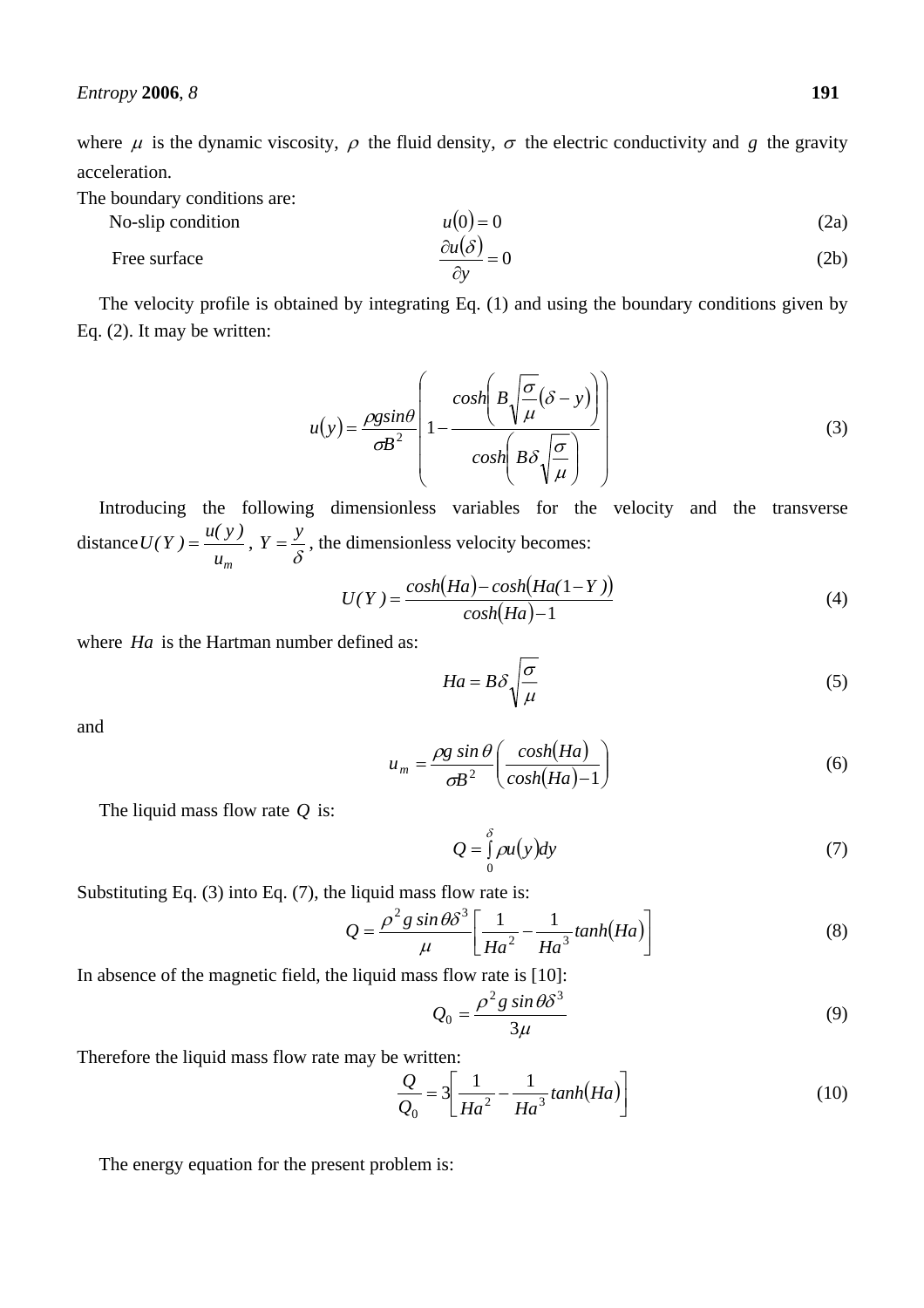where $\mu$ is the dynamic viscosity, $\rho$ the fluid density, $\sigma$ the electric conductivity and $g$ the gravity acceleration.

The boundary conditions are:

No-slip condition
$$u(0) = 0 \tag{2a}$$

Free surface
$$\frac{\partial u(\delta)}{\partial y} = 0 \tag{2b}$$

The velocity profile is obtained by integrating Eq. (1) and using the boundary conditions given by Eq. (2). It may be written:

$$u(y) = \frac{\rho g sin\theta}{\sigma B^2}\left(1 - \frac{cosh\left(B\sqrt{\frac{\sigma}{\mu}}(\delta - y)\right)}{cosh\left(B\delta\sqrt{\frac{\sigma}{\mu}}\right)}\right) \tag{3}$$

Introducing the following dimensionless variables for the velocity and the transverse distance $U(Y) = \frac{u(y)}{u_m}$, $Y = \frac{y}{\delta}$, the dimensionless velocity becomes:

$$U(Y) = \frac{cosh(Ha) - cosh(Ha(1-Y))}{cosh(Ha) - 1} \tag{4}$$

where $Ha$ is the Hartman number defined as:

$$Ha = B\delta\sqrt{\frac{\sigma}{\mu}} \tag{5}$$

and

$$u_m = \frac{\rho g \sin\theta}{\sigma B^2}\left(\frac{cosh(Ha)}{cosh(Ha) - 1}\right) \tag{6}$$

The liquid mass flow rate $Q$ is:

$$Q = \int_0^\delta \rho u(y) dy \tag{7}$$

Substituting Eq. (3) into Eq. (7), the liquid mass flow rate is:

$$Q = \frac{\rho^2 g \sin\theta \delta^3}{\mu}\left[\frac{1}{Ha^2} - \frac{1}{Ha^3} tanh(Ha)\right] \tag{8}$$

In absence of the magnetic field, the liquid mass flow rate is [10]:

$$Q_0 = \frac{\rho^2 g \sin\theta \delta^3}{3\mu} \tag{9}$$

Therefore the liquid mass flow rate may be written:

$$\frac{Q}{Q_0} = 3\left[\frac{1}{Ha^2} - \frac{1}{Ha^3} tanh(Ha)\right] \tag{10}$$

The energy equation for the present problem is: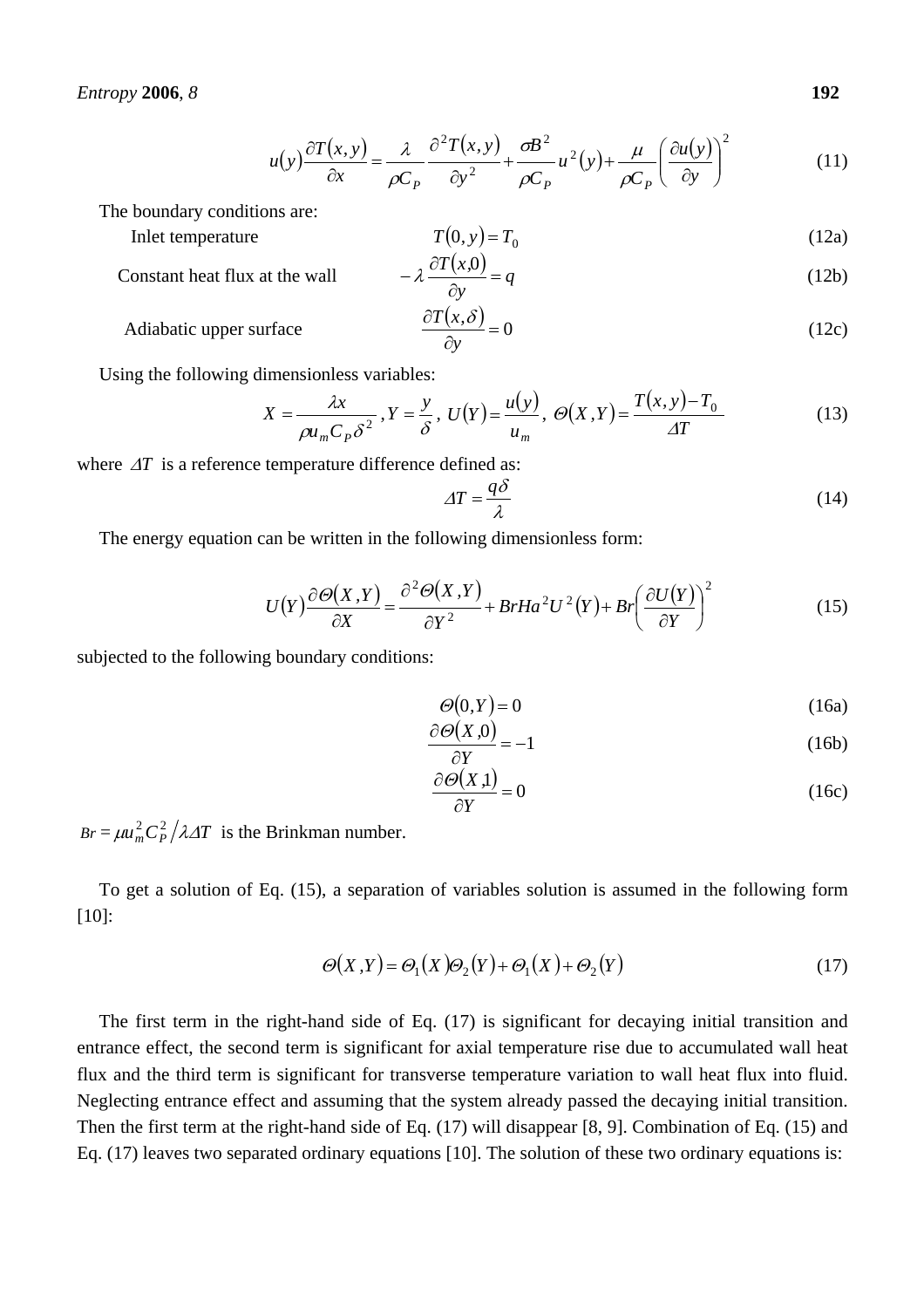$$u(y)\frac{\partial T(x,y)}{\partial x} = \frac{\lambda}{\rho C_P}\frac{\partial^2 T(x,y)}{\partial y^2} + \frac{\sigma B^2}{\rho C_P}u^2(y) + \frac{\mu}{\rho C_P}\left(\frac{\partial u(y)}{\partial y}\right)^2 \tag{11}$$

The boundary conditions are:

Inlet temperature
$$T(0,y) = T_0 \tag{12a}$$

Constant heat flux at the wall
$$-\lambda\frac{\partial T(x,0)}{\partial y} = q \tag{12b}$$

Adiabatic upper surface
$$\frac{\partial T(x,\delta)}{\partial y} = 0 \tag{12c}$$

Using the following dimensionless variables:

$$X = \frac{\lambda x}{\rho u_m C_P \delta^2},\ Y = \frac{y}{\delta},\ U(Y) = \frac{u(y)}{u_m},\ \Theta(X,Y) = \frac{T(x,y) - T_0}{\Delta T} \tag{13}$$

where $\Delta T$ is a reference temperature difference defined as:

$$\Delta T = \frac{q\delta}{\lambda} \tag{14}$$

The energy equation can be written in the following dimensionless form:

$$U(Y)\frac{\partial \Theta(X,Y)}{\partial X} = \frac{\partial^2 \Theta(X,Y)}{\partial Y^2} + BrHa^2U^2(Y) + Br\left(\frac{\partial U(Y)}{\partial Y}\right)^2 \tag{15}$$

subjected to the following boundary conditions:

$$\Theta(0,Y) = 0 \tag{16a}$$

$$\frac{\partial \Theta(X,0)}{\partial Y} = -1 \tag{16b}$$

$$\frac{\partial \Theta(X,1)}{\partial Y} = 0 \tag{16c}$$

$Br = \mu u_m^2 C_P^2 / \lambda \Delta T$ is the Brinkman number.

To get a solution of Eq. (15), a separation of variables solution is assumed in the following form [10]:

$$\Theta(X,Y) = \Theta_1(X)\Theta_2(Y) + \Theta_1(X) + \Theta_2(Y) \tag{17}$$

The first term in the right-hand side of Eq. (17) is significant for decaying initial transition and entrance effect, the second term is significant for axial temperature rise due to accumulated wall heat flux and the third term is significant for transverse temperature variation to wall heat flux into fluid. Neglecting entrance effect and assuming that the system already passed the decaying initial transition. Then the first term at the right-hand side of Eq. (17) will disappear [8, 9]. Combination of Eq. (15) and Eq. (17) leaves two separated ordinary equations [10]. The solution of these two ordinary equations is: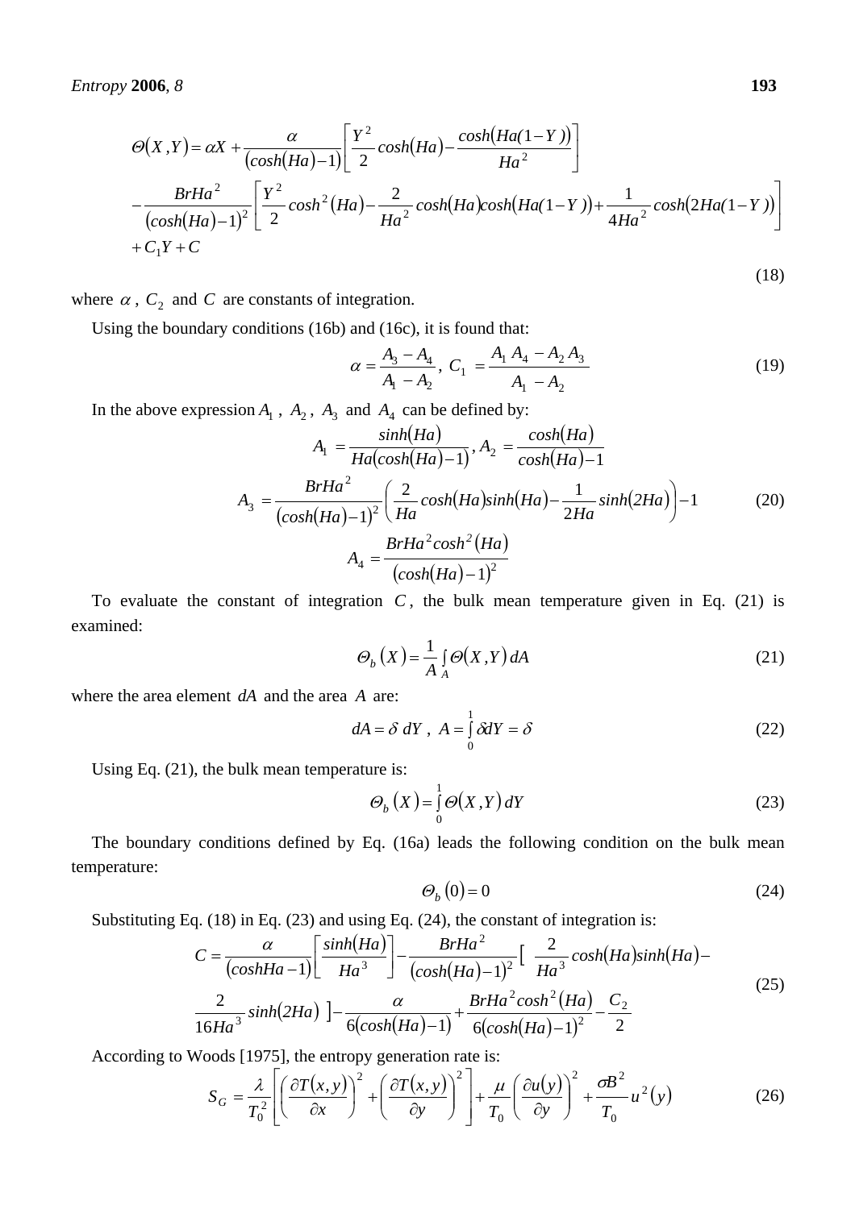$$\Theta(X,Y) = \alpha X + \frac{\alpha}{(cosh(Ha)-1)}\left[\frac{Y^2}{2}cosh(Ha) - \frac{cosh(Ha(1-Y))}{Ha^2}\right]$$
$$-\frac{BrHa^2}{(cosh(Ha)-1)^2}\left[\frac{Y^2}{2}cosh^2(Ha) - \frac{2}{Ha^2}cosh(Ha)cosh(Ha(1-Y)) + \frac{1}{4Ha^2}cosh(2Ha(1-Y))\right]$$
$$+C_1 Y + C \tag{18}$$

where $\alpha$ , $C_2$ and $C$ are constants of integration.

Using the boundary conditions (16b) and (16c), it is found that:

$$\alpha = \frac{A_3 - A_4}{A_1 - A_2},\; C_1 = \frac{A_1\, A_4 - A_2\, A_3}{A_1 - A_2} \tag{19}$$

In the above expression $A_1$ , $A_2$ , $A_3$ and $A_4$ can be defined by:

$$A_1 = \frac{sinh(Ha)}{Ha(cosh(Ha)-1)}, A_2 = \frac{cosh(Ha)}{cosh(Ha)-1}$$
$$A_3 = \frac{BrHa^2}{(cosh(Ha)-1)^2}\left(\frac{2}{Ha}cosh(Ha)sinh(Ha) - \frac{1}{2Ha}sinh(2Ha)\right) - 1 \tag{20}$$
$$A_4 = \frac{BrHa^2 cosh^2(Ha)}{(cosh(Ha)-1)^2}$$

To evaluate the constant of integration $C$, the bulk mean temperature given in Eq. (21) is examined:

$$\Theta_b(X) = \frac{1}{A}\int_A \Theta(X,Y)\, dA \tag{21}$$

where the area element $dA$ and the area $A$ are:

$$dA = \delta\; dY\;,\; A = \int_0^1 \delta dY = \delta \tag{22}$$

Using Eq. (21), the bulk mean temperature is:

$$\Theta_b(X) = \int_0^1 \Theta(X,Y)\, dY \tag{23}$$

The boundary conditions defined by Eq. (16a) leads the following condition on the bulk mean temperature:

$$\Theta_b(0) = 0 \tag{24}$$

Substituting Eq. (18) in Eq. (23) and using Eq. (24), the constant of integration is:

$$C = \frac{\alpha}{(coshHa-1)}\left[\frac{sinh(Ha)}{Ha^3}\right] - \frac{BrHa^2}{(cosh(Ha)-1)^2}\Big[\;\frac{2}{Ha^3}cosh(Ha)sinh(Ha) -$$
$$\frac{2}{16Ha^3}sinh(2Ha)\;\Big] - \frac{\alpha}{6(cosh(Ha)-1)} + \frac{BrHa^2cosh^2(Ha)}{6(cosh(Ha)-1)^2} - \frac{C_2}{2} \tag{25}$$

According to Woods [1975], the entropy generation rate is:

$$S_G = \frac{\lambda}{T_0^2}\left[\left(\frac{\partial T(x,y)}{\partial x}\right)^2 + \left(\frac{\partial T(x,y)}{\partial y}\right)^2\right] + \frac{\mu}{T_0}\left(\frac{\partial u(y)}{\partial y}\right)^2 + \frac{\sigma B^2}{T_0}u^2(y) \tag{26}$$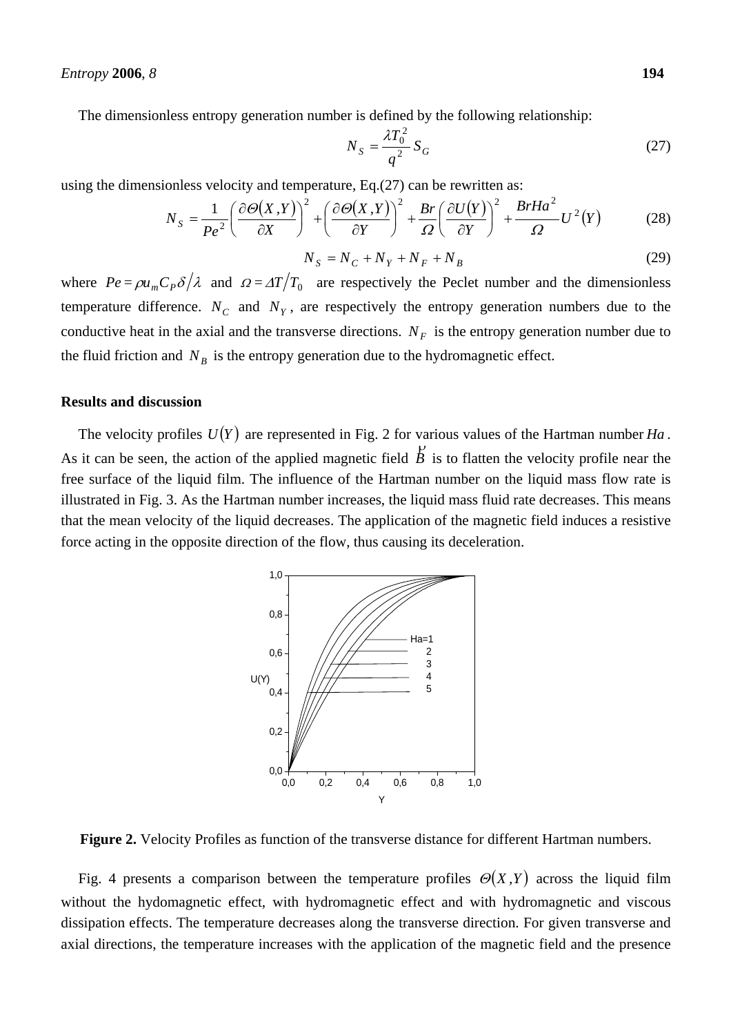The dimensionless entropy generation number is defined by the following relationship:

$$N_S = \frac{\lambda T_0^2}{q^2} S_G \tag{27}$$

using the dimensionless velocity and temperature, Eq.(27) can be rewritten as:

$$N_S = \frac{1}{Pe^2}\left(\frac{\partial \Theta(X,Y)}{\partial X}\right)^2 + \left(\frac{\partial \Theta(X,Y)}{\partial Y}\right)^2 + \frac{Br}{\Omega}\left(\frac{\partial U(Y)}{\partial Y}\right)^2 + \frac{BrHa^2}{\Omega}U^2(Y) \tag{28}$$

$$N_S = N_C + N_Y + N_F + N_B \tag{29}$$

where $Pe = \rho u_m C_P \delta / \lambda$ and $\Omega = \Delta T / T_0$ are respectively the Peclet number and the dimensionless temperature difference. $N_C$ and $N_Y$, are respectively the entropy generation numbers due to the conductive heat in the axial and the transverse directions. $N_F$ is the entropy generation number due to the fluid friction and $N_B$ is the entropy generation due to the hydromagnetic effect.

## Results and discussion

The velocity profiles $U(Y)$ are represented in Fig. 2 for various values of the Hartman number $Ha$. As it can be seen, the action of the applied magnetic field $\vec{B}$ is to flatten the velocity profile near the free surface of the liquid film. The influence of the Hartman number on the liquid mass flow rate is illustrated in Fig. 3. As the Hartman number increases, the liquid mass fluid rate decreases. This means that the mean velocity of the liquid decreases. The application of the magnetic field induces a resistive force acting in the opposite direction of the flow, thus causing its deceleration.

**Figure 2.** Velocity Profiles as function of the transverse distance for different Hartman numbers.

Fig. 4 presents a comparison between the temperature profiles $\Theta(X,Y)$ across the liquid film without the hydomagnetic effect, with hydromagnetic effect and with hydromagnetic and viscous dissipation effects. The temperature decreases along the transverse direction. For given transverse and axial directions, the temperature increases with the application of the magnetic field and the presence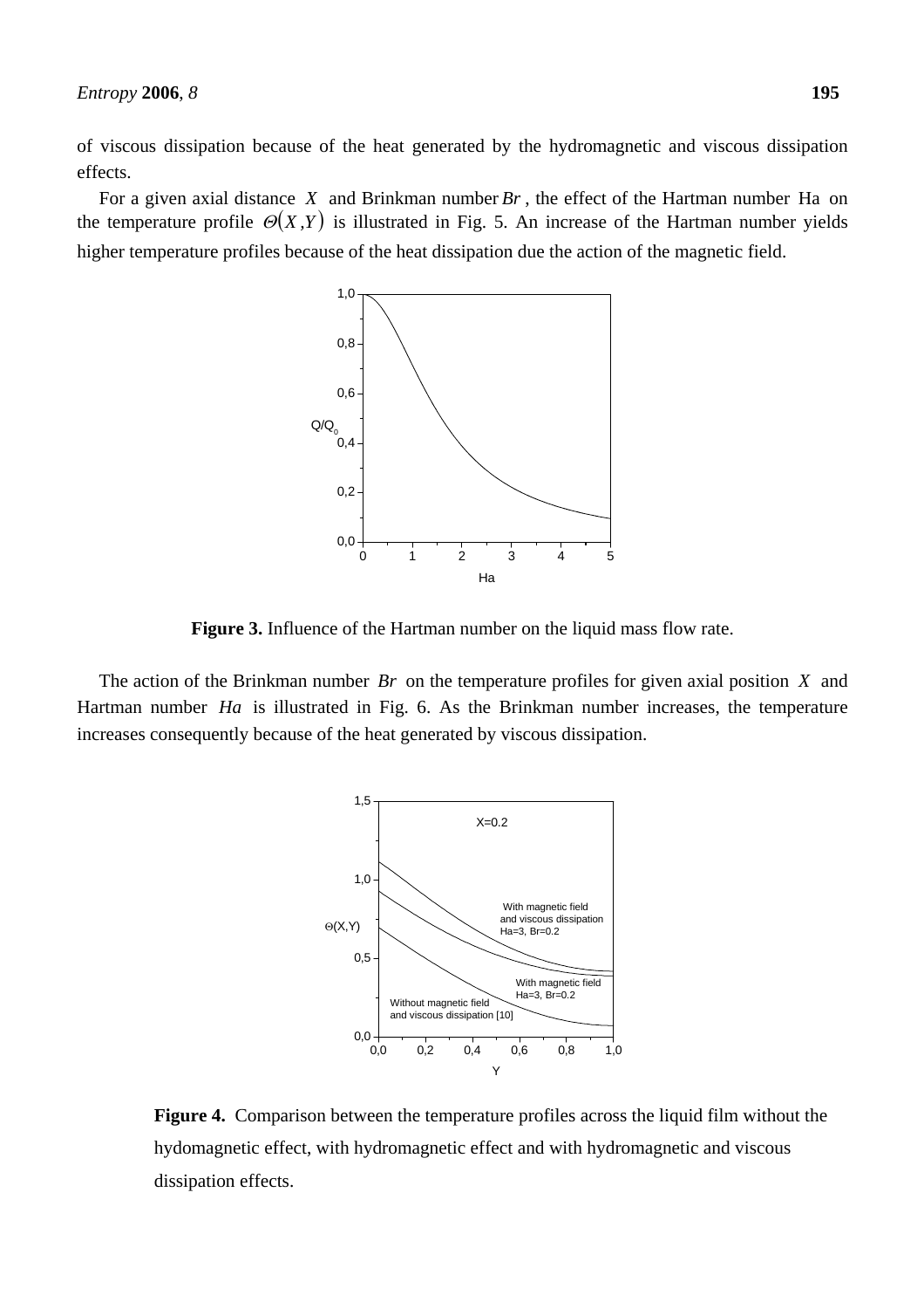of viscous dissipation because of the heat generated by the hydromagnetic and viscous dissipation effects.

For a given axial distance $X$ and Brinkman number $Br$, the effect of the Hartman number Ha on the temperature profile $\Theta(X,Y)$ is illustrated in Fig. 5. An increase of the Hartman number yields higher temperature profiles because of the heat dissipation due the action of the magnetic field.

**Figure 3.** Influence of the Hartman number on the liquid mass flow rate.

The action of the Brinkman number $Br$ on the temperature profiles for given axial position $X$ and Hartman number $Ha$ is illustrated in Fig. 6. As the Brinkman number increases, the temperature increases consequently because of the heat generated by viscous dissipation.

**Figure 4.** Comparison between the temperature profiles across the liquid film without the hydomagnetic effect, with hydromagnetic effect and with hydromagnetic and viscous dissipation effects.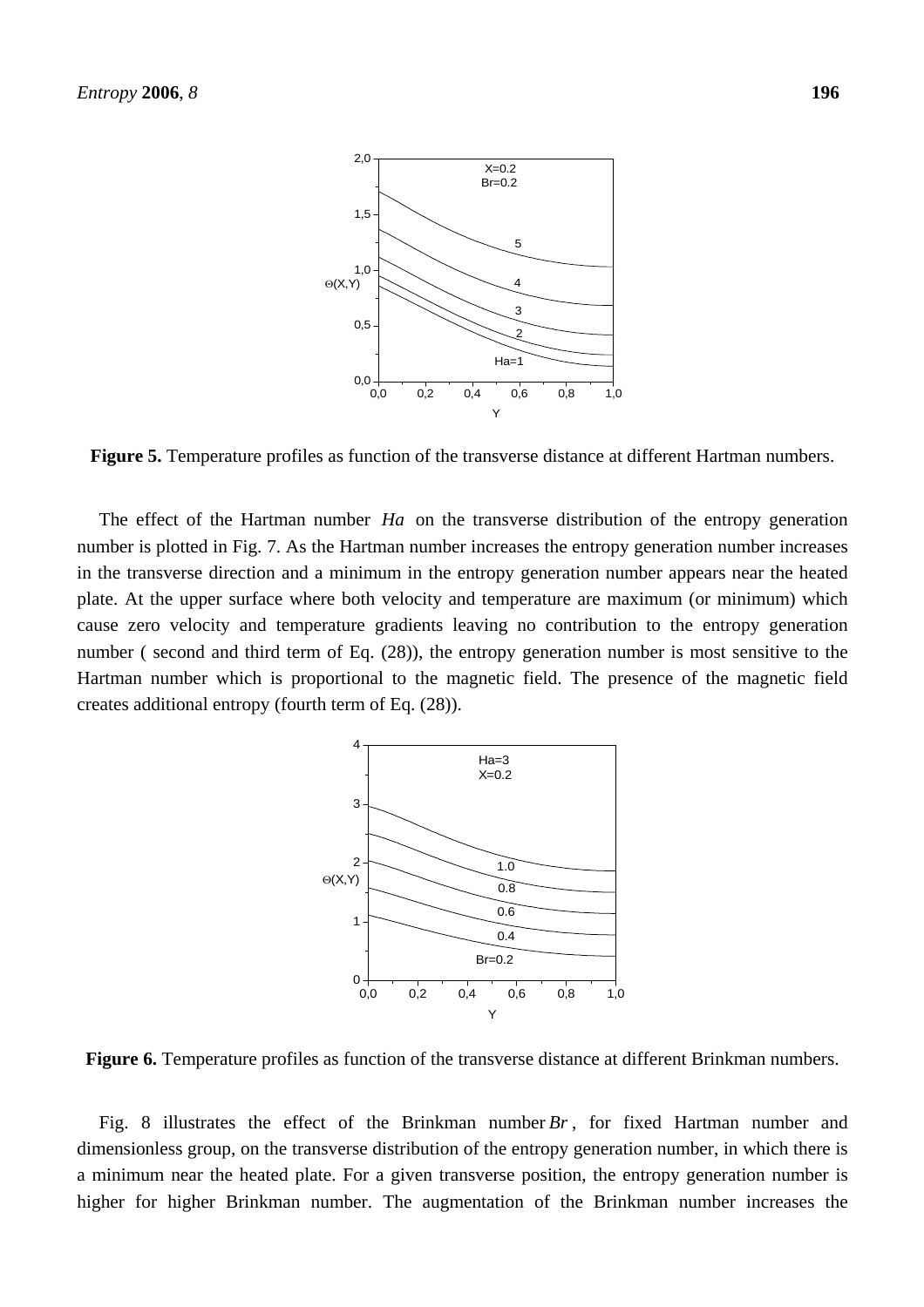**Figure 5.** Temperature profiles as function of the transverse distance at different Hartman numbers.

The effect of the Hartman number $Ha$ on the transverse distribution of the entropy generation number is plotted in Fig. 7. As the Hartman number increases the entropy generation number increases in the transverse direction and a minimum in the entropy generation number appears near the heated plate. At the upper surface where both velocity and temperature are maximum (or minimum) which cause zero velocity and temperature gradients leaving no contribution to the entropy generation number ( second and third term of Eq. (28)), the entropy generation number is most sensitive to the Hartman number which is proportional to the magnetic field. The presence of the magnetic field creates additional entropy (fourth term of Eq. (28)).

**Figure 6.** Temperature profiles as function of the transverse distance at different Brinkman numbers.

Fig. 8 illustrates the effect of the Brinkman number $Br$, for fixed Hartman number and dimensionless group, on the transverse distribution of the entropy generation number, in which there is a minimum near the heated plate. For a given transverse position, the entropy generation number is higher for higher Brinkman number. The augmentation of the Brinkman number increases the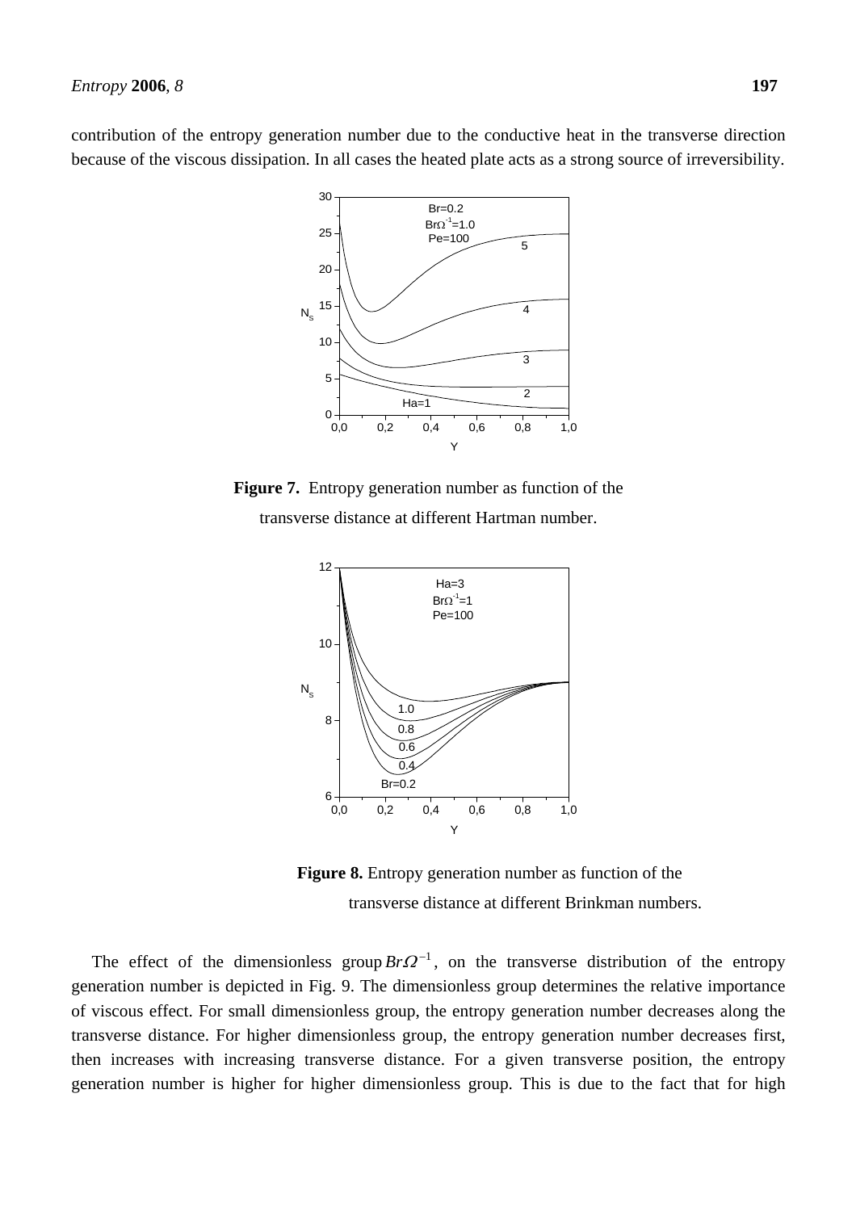contribution of the entropy generation number due to the conductive heat in the transverse direction because of the viscous dissipation. In all cases the heated plate acts as a strong source of irreversibility.

**Figure 7.** Entropy generation number as function of the transverse distance at different Hartman number.

**Figure 8.** Entropy generation number as function of the transverse distance at different Brinkman numbers.

The effect of the dimensionless group $Br\Omega^{-1}$, on the transverse distribution of the entropy generation number is depicted in Fig. 9. The dimensionless group determines the relative importance of viscous effect. For small dimensionless group, the entropy generation number decreases along the transverse distance. For higher dimensionless group, the entropy generation number decreases first, then increases with increasing transverse distance. For a given transverse position, the entropy generation number is higher for higher dimensionless group. This is due to the fact that for high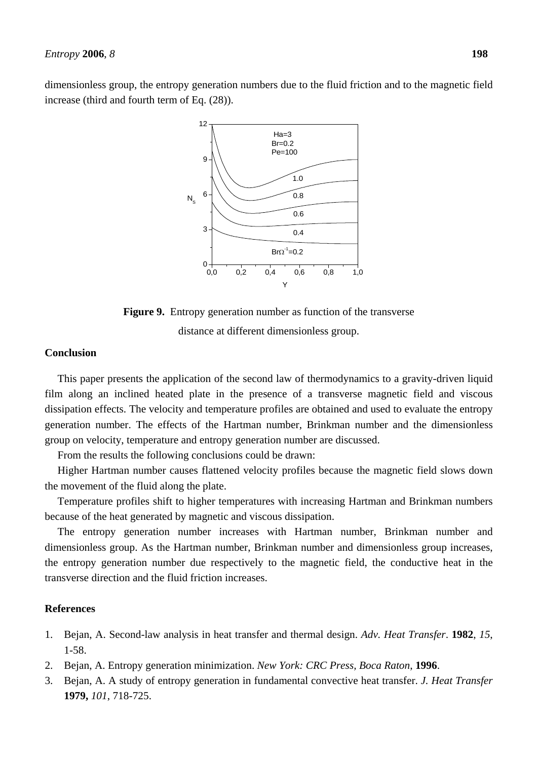dimensionless group, the entropy generation numbers due to the fluid friction and to the magnetic field increase (third and fourth term of Eq. (28)).

**Figure 9.** Entropy generation number as function of the transverse distance at different dimensionless group.

## Conclusion

This paper presents the application of the second law of thermodynamics to a gravity-driven liquid film along an inclined heated plate in the presence of a transverse magnetic field and viscous dissipation effects. The velocity and temperature profiles are obtained and used to evaluate the entropy generation number. The effects of the Hartman number, Brinkman number and the dimensionless group on velocity, temperature and entropy generation number are discussed.

From the results the following conclusions could be drawn:

Higher Hartman number causes flattened velocity profiles because the magnetic field slows down the movement of the fluid along the plate.

Temperature profiles shift to higher temperatures with increasing Hartman and Brinkman numbers because of the heat generated by magnetic and viscous dissipation.

The entropy generation number increases with Hartman number, Brinkman number and dimensionless group. As the Hartman number, Brinkman number and dimensionless group increases, the entropy generation number due respectively to the magnetic field, the conductive heat in the transverse direction and the fluid friction increases.

## References

1. Bejan, A. Second-law analysis in heat transfer and thermal design. *Adv. Heat Transfer*. **1982**, *15*, 1-58.
2. Bejan, A. Entropy generation minimization. *New York: CRC Press, Boca Raton*, **1996**.
3. Bejan, A. A study of entropy generation in fundamental convective heat transfer. *J. Heat Transfer* **1979,** *101*, 718-725.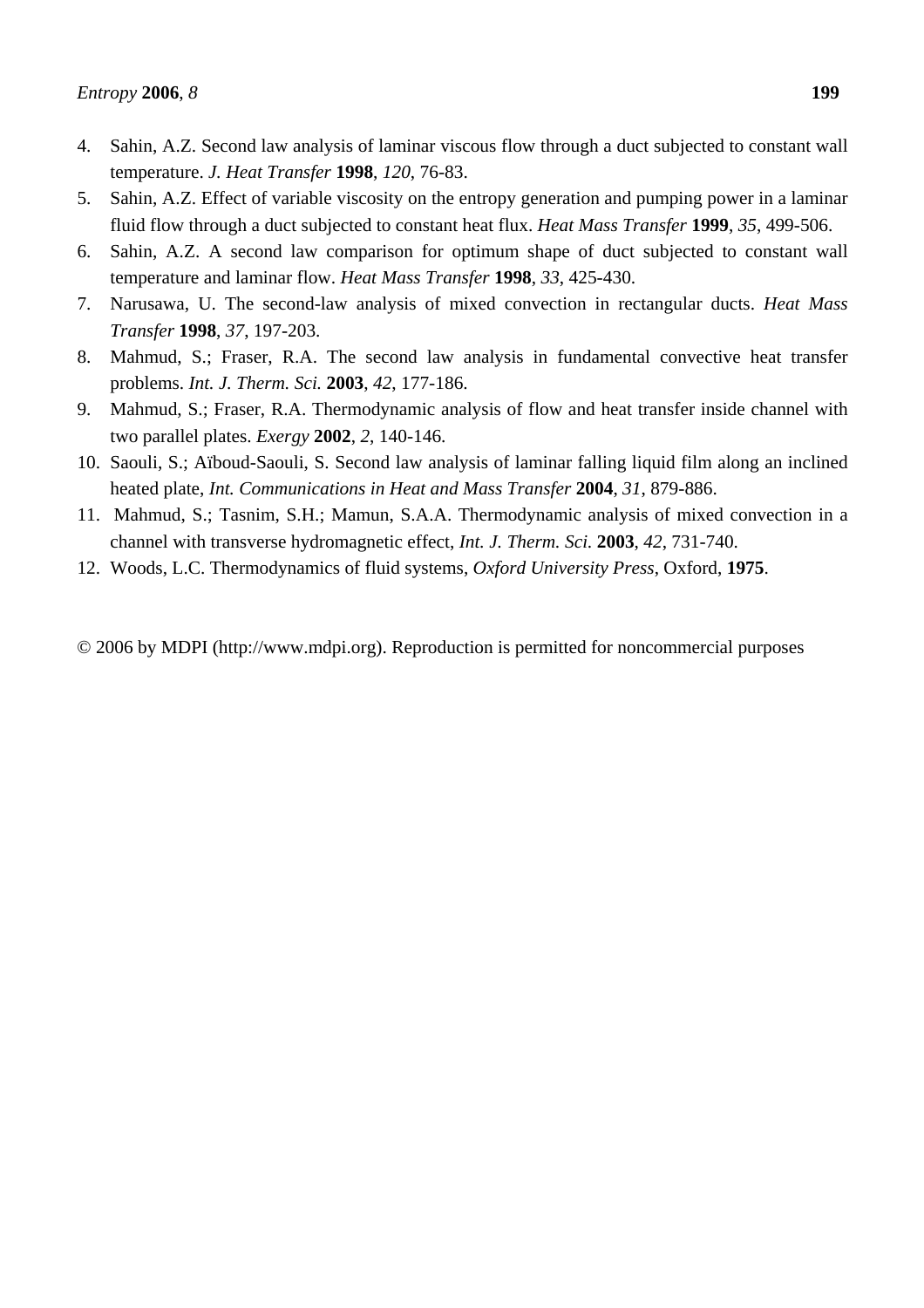4. Sahin, A.Z. Second law analysis of laminar viscous flow through a duct subjected to constant wall temperature. *J. Heat Transfer* **1998**, *120*, 76-83.
5. Sahin, A.Z. Effect of variable viscosity on the entropy generation and pumping power in a laminar fluid flow through a duct subjected to constant heat flux. *Heat Mass Transfer* **1999**, *35*, 499-506.
6. Sahin, A.Z. A second law comparison for optimum shape of duct subjected to constant wall temperature and laminar flow. *Heat Mass Transfer* **1998**, *33*, 425-430.
7. Narusawa, U. The second-law analysis of mixed convection in rectangular ducts. *Heat Mass Transfer* **1998**, *37*, 197-203.
8. Mahmud, S.; Fraser, R.A. The second law analysis in fundamental convective heat transfer problems. *Int. J. Therm. Sci.* **2003**, *42*, 177-186.
9. Mahmud, S.; Fraser, R.A. Thermodynamic analysis of flow and heat transfer inside channel with two parallel plates. *Exergy* **2002**, *2*, 140-146.
10. Saouli, S.; Aïboud-Saouli, S. Second law analysis of laminar falling liquid film along an inclined heated plate, *Int. Communications in Heat and Mass Transfer* **2004**, *31*, 879-886.
11. Mahmud, S.; Tasnim, S.H.; Mamun, S.A.A. Thermodynamic analysis of mixed convection in a channel with transverse hydromagnetic effect, *Int. J. Therm. Sci.* **2003**, *42*, 731-740.
12. Woods, L.C. Thermodynamics of fluid systems, *Oxford University Press*, Oxford, **1975**.

© 2006 by MDPI (http://www.mdpi.org). Reproduction is permitted for noncommercial purposes